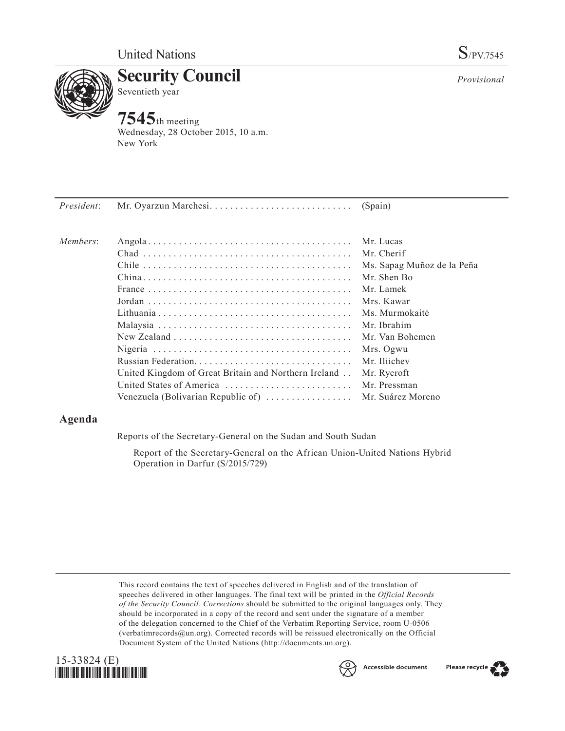United Nations S/PV.7545

# Security Council

Seventieth year

*Provisional*

## 7545th meeting

Wednesday, 28 October 2015, 10 a.m.
New York

| | | |
|---|---|---|
| *President*: | Mr. Oyarzun Marchesi | (Spain) |
| *Members*: | Angola | Mr. Lucas |
| | Chad | Mr. Cherif |
| | Chile | Ms. Sapag Muñoz de la Peña |
| | China | Mr. Shen Bo |
| | France | Mr. Lamek |
| | Jordan | Mrs. Kawar |
| | Lithuania | Ms. Murmokaitė |
| | Malaysia | Mr. Ibrahim |
| | New Zealand | Mr. Van Bohemen |
| | Nigeria | Mrs. Ogwu |
| | Russian Federation | Mr. Iliichev |
| | United Kingdom of Great Britain and Northern Ireland | Mr. Rycroft |
| | United States of America | Mr. Pressman |
| | Venezuela (Bolivarian Republic of) | Mr. Suárez Moreno |

## Agenda

Reports of the Secretary-General on the Sudan and South Sudan

Report of the Secretary-General on the African Union-United Nations Hybrid Operation in Darfur (S/2015/729)

This record contains the text of speeches delivered in English and of the translation of speeches delivered in other languages. The final text will be printed in the *Official Records of the Security Council. Corrections* should be submitted to the original languages only. They should be incorporated in a copy of the record and sent under the signature of a member of the delegation concerned to the Chief of the Verbatim Reporting Service, room U-0506 (verbatimrecords@un.org). Corrected records will be reissued electronically on the Official Document System of the United Nations (http://documents.un.org).

15-33824 (E)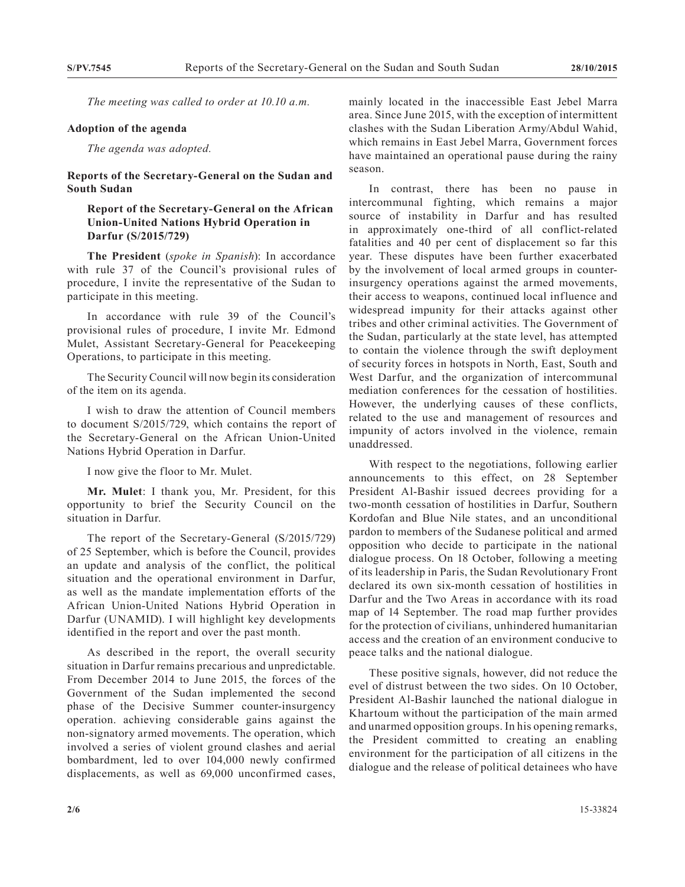*The meeting was called to order at 10.10 a.m.*

**Adoption of the agenda**

*The agenda was adopted.*

**Reports of the Secretary-General on the Sudan and South Sudan**

**Report of the Secretary-General on the African Union-United Nations Hybrid Operation in Darfur (S/2015/729)**

**The President** (*spoke in Spanish*): In accordance with rule 37 of the Council's provisional rules of procedure, I invite the representative of the Sudan to participate in this meeting.

In accordance with rule 39 of the Council's provisional rules of procedure, I invite Mr. Edmond Mulet, Assistant Secretary-General for Peacekeeping Operations, to participate in this meeting.

The Security Council will now begin its consideration of the item on its agenda.

I wish to draw the attention of Council members to document S/2015/729, which contains the report of the Secretary-General on the African Union-United Nations Hybrid Operation in Darfur.

I now give the floor to Mr. Mulet.

**Mr. Mulet**: I thank you, Mr. President, for this opportunity to brief the Security Council on the situation in Darfur.

The report of the Secretary-General (S/2015/729) of 25 September, which is before the Council, provides an update and analysis of the conflict, the political situation and the operational environment in Darfur, as well as the mandate implementation efforts of the African Union-United Nations Hybrid Operation in Darfur (UNAMID). I will highlight key developments identified in the report and over the past month.

As described in the report, the overall security situation in Darfur remains precarious and unpredictable. From December 2014 to June 2015, the forces of the Government of the Sudan implemented the second phase of the Decisive Summer counter-insurgency operation. achieving considerable gains against the non-signatory armed movements. The operation, which involved a series of violent ground clashes and aerial bombardment, led to over 104,000 newly confirmed displacements, as well as 69,000 unconfirmed cases, mainly located in the inaccessible East Jebel Marra area. Since June 2015, with the exception of intermittent clashes with the Sudan Liberation Army/Abdul Wahid, which remains in East Jebel Marra, Government forces have maintained an operational pause during the rainy season.

In contrast, there has been no pause in intercommunal fighting, which remains a major source of instability in Darfur and has resulted in approximately one-third of all conflict-related fatalities and 40 per cent of displacement so far this year. These disputes have been further exacerbated by the involvement of local armed groups in counter-insurgency operations against the armed movements, their access to weapons, continued local influence and widespread impunity for their attacks against other tribes and other criminal activities. The Government of the Sudan, particularly at the state level, has attempted to contain the violence through the swift deployment of security forces in hotspots in North, East, South and West Darfur, and the organization of intercommunal mediation conferences for the cessation of hostilities. However, the underlying causes of these conflicts, related to the use and management of resources and impunity of actors involved in the violence, remain unaddressed.

With respect to the negotiations, following earlier announcements to this effect, on 28 September President Al-Bashir issued decrees providing for a two-month cessation of hostilities in Darfur, Southern Kordofan and Blue Nile states, and an unconditional pardon to members of the Sudanese political and armed opposition who decide to participate in the national dialogue process. On 18 October, following a meeting of its leadership in Paris, the Sudan Revolutionary Front declared its own six-month cessation of hostilities in Darfur and the Two Areas in accordance with its road map of 14 September. The road map further provides for the protection of civilians, unhindered humanitarian access and the creation of an environment conducive to peace talks and the national dialogue.

These positive signals, however, did not reduce the evel of distrust between the two sides. On 10 October, President Al-Bashir launched the national dialogue in Khartoum without the participation of the main armed and unarmed opposition groups. In his opening remarks, the President committed to creating an enabling environment for the participation of all citizens in the dialogue and the release of political detainees who have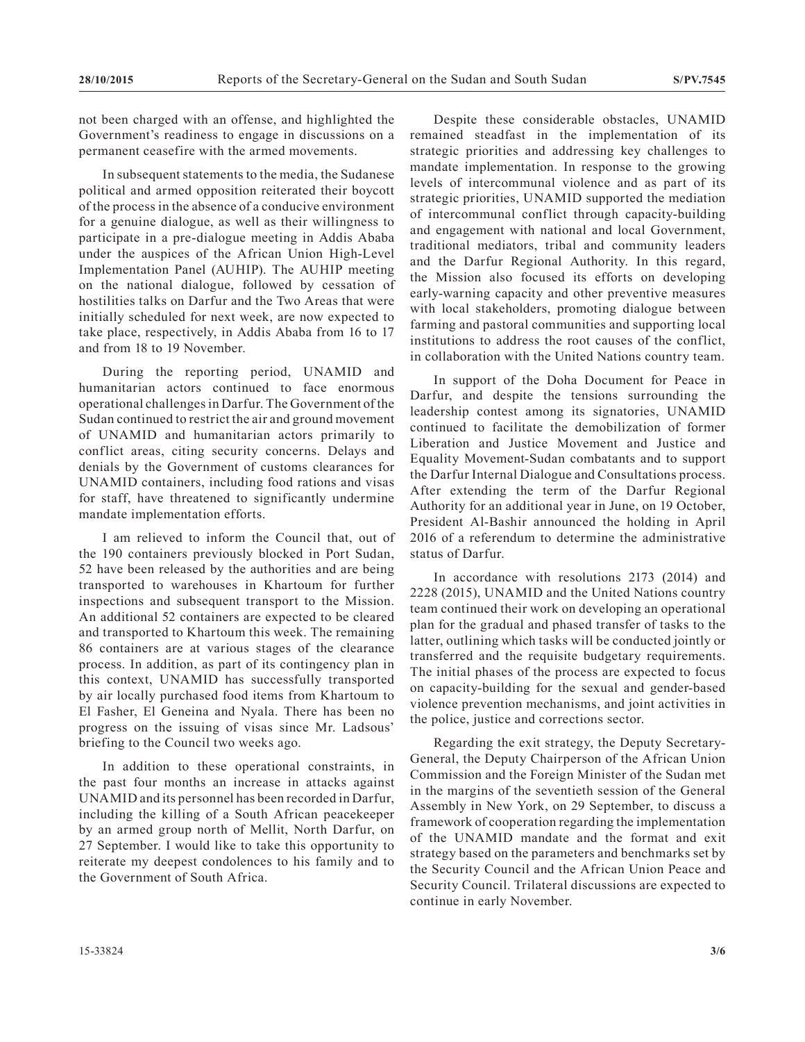not been charged with an offense, and highlighted the Government's readiness to engage in discussions on a permanent ceasefire with the armed movements.

In subsequent statements to the media, the Sudanese political and armed opposition reiterated their boycott of the process in the absence of a conducive environment for a genuine dialogue, as well as their willingness to participate in a pre-dialogue meeting in Addis Ababa under the auspices of the African Union High-Level Implementation Panel (AUHIP). The AUHIP meeting on the national dialogue, followed by cessation of hostilities talks on Darfur and the Two Areas that were initially scheduled for next week, are now expected to take place, respectively, in Addis Ababa from 16 to 17 and from 18 to 19 November.

During the reporting period, UNAMID and humanitarian actors continued to face enormous operational challenges in Darfur. The Government of the Sudan continued to restrict the air and ground movement of UNAMID and humanitarian actors primarily to conflict areas, citing security concerns. Delays and denials by the Government of customs clearances for UNAMID containers, including food rations and visas for staff, have threatened to significantly undermine mandate implementation efforts.

I am relieved to inform the Council that, out of the 190 containers previously blocked in Port Sudan, 52 have been released by the authorities and are being transported to warehouses in Khartoum for further inspections and subsequent transport to the Mission. An additional 52 containers are expected to be cleared and transported to Khartoum this week. The remaining 86 containers are at various stages of the clearance process. In addition, as part of its contingency plan in this context, UNAMID has successfully transported by air locally purchased food items from Khartoum to El Fasher, El Geneina and Nyala. There has been no progress on the issuing of visas since Mr. Ladsous' briefing to the Council two weeks ago.

In addition to these operational constraints, in the past four months an increase in attacks against UNAMID and its personnel has been recorded in Darfur, including the killing of a South African peacekeeper by an armed group north of Mellit, North Darfur, on 27 September. I would like to take this opportunity to reiterate my deepest condolences to his family and to the Government of South Africa.

Despite these considerable obstacles, UNAMID remained steadfast in the implementation of its strategic priorities and addressing key challenges to mandate implementation. In response to the growing levels of intercommunal violence and as part of its strategic priorities, UNAMID supported the mediation of intercommunal conflict through capacity-building and engagement with national and local Government, traditional mediators, tribal and community leaders and the Darfur Regional Authority. In this regard, the Mission also focused its efforts on developing early-warning capacity and other preventive measures with local stakeholders, promoting dialogue between farming and pastoral communities and supporting local institutions to address the root causes of the conflict, in collaboration with the United Nations country team.

In support of the Doha Document for Peace in Darfur, and despite the tensions surrounding the leadership contest among its signatories, UNAMID continued to facilitate the demobilization of former Liberation and Justice Movement and Justice and Equality Movement-Sudan combatants and to support the Darfur Internal Dialogue and Consultations process. After extending the term of the Darfur Regional Authority for an additional year in June, on 19 October, President Al-Bashir announced the holding in April 2016 of a referendum to determine the administrative status of Darfur.

In accordance with resolutions 2173 (2014) and 2228 (2015), UNAMID and the United Nations country team continued their work on developing an operational plan for the gradual and phased transfer of tasks to the latter, outlining which tasks will be conducted jointly or transferred and the requisite budgetary requirements. The initial phases of the process are expected to focus on capacity-building for the sexual and gender-based violence prevention mechanisms, and joint activities in the police, justice and corrections sector.

Regarding the exit strategy, the Deputy Secretary-General, the Deputy Chairperson of the African Union Commission and the Foreign Minister of the Sudan met in the margins of the seventieth session of the General Assembly in New York, on 29 September, to discuss a framework of cooperation regarding the implementation of the UNAMID mandate and the format and exit strategy based on the parameters and benchmarks set by the Security Council and the African Union Peace and Security Council. Trilateral discussions are expected to continue in early November.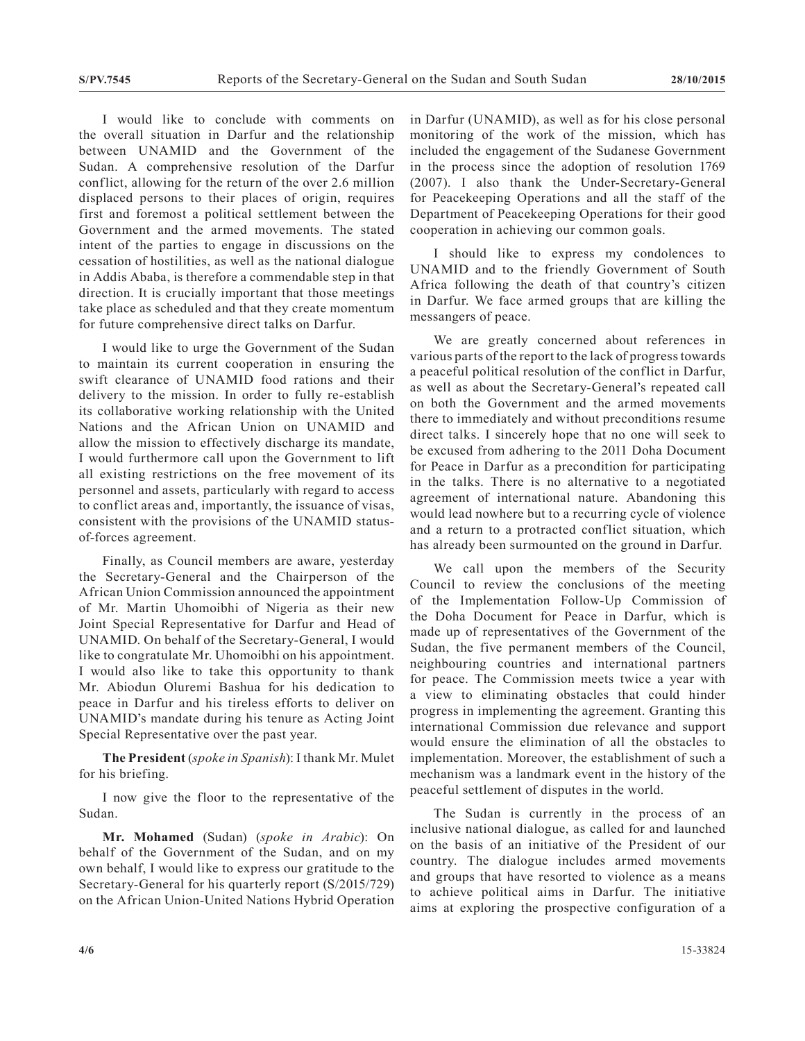I would like to conclude with comments on the overall situation in Darfur and the relationship between UNAMID and the Government of the Sudan. A comprehensive resolution of the Darfur conflict, allowing for the return of the over 2.6 million displaced persons to their places of origin, requires first and foremost a political settlement between the Government and the armed movements. The stated intent of the parties to engage in discussions on the cessation of hostilities, as well as the national dialogue in Addis Ababa, is therefore a commendable step in that direction. It is crucially important that those meetings take place as scheduled and that they create momentum for future comprehensive direct talks on Darfur.

I would like to urge the Government of the Sudan to maintain its current cooperation in ensuring the swift clearance of UNAMID food rations and their delivery to the mission. In order to fully re-establish its collaborative working relationship with the United Nations and the African Union on UNAMID and allow the mission to effectively discharge its mandate, I would furthermore call upon the Government to lift all existing restrictions on the free movement of its personnel and assets, particularly with regard to access to conflict areas and, importantly, the issuance of visas, consistent with the provisions of the UNAMID status-of-forces agreement.

Finally, as Council members are aware, yesterday the Secretary-General and the Chairperson of the African Union Commission announced the appointment of Mr. Martin Uhomoibhi of Nigeria as their new Joint Special Representative for Darfur and Head of UNAMID. On behalf of the Secretary-General, I would like to congratulate Mr. Uhomoibhi on his appointment. I would also like to take this opportunity to thank Mr. Abiodun Oluremi Bashua for his dedication to peace in Darfur and his tireless efforts to deliver on UNAMID's mandate during his tenure as Acting Joint Special Representative over the past year.

**The President** (*spoke in Spanish*): I thank Mr. Mulet for his briefing.

I now give the floor to the representative of the Sudan.

**Mr. Mohamed** (Sudan) (*spoke in Arabic*): On behalf of the Government of the Sudan, and on my own behalf, I would like to express our gratitude to the Secretary-General for his quarterly report (S/2015/729) on the African Union-United Nations Hybrid Operation in Darfur (UNAMID), as well as for his close personal monitoring of the work of the mission, which has included the engagement of the Sudanese Government in the process since the adoption of resolution 1769 (2007). I also thank the Under-Secretary-General for Peacekeeping Operations and all the staff of the Department of Peacekeeping Operations for their good cooperation in achieving our common goals.

I should like to express my condolences to UNAMID and to the friendly Government of South Africa following the death of that country's citizen in Darfur. We face armed groups that are killing the messangers of peace.

We are greatly concerned about references in various parts of the report to the lack of progress towards a peaceful political resolution of the conflict in Darfur, as well as about the Secretary-General's repeated call on both the Government and the armed movements there to immediately and without preconditions resume direct talks. I sincerely hope that no one will seek to be excused from adhering to the 2011 Doha Document for Peace in Darfur as a precondition for participating in the talks. There is no alternative to a negotiated agreement of international nature. Abandoning this would lead nowhere but to a recurring cycle of violence and a return to a protracted conflict situation, which has already been surmounted on the ground in Darfur.

We call upon the members of the Security Council to review the conclusions of the meeting of the Implementation Follow-Up Commission of the Doha Document for Peace in Darfur, which is made up of representatives of the Government of the Sudan, the five permanent members of the Council, neighbouring countries and international partners for peace. The Commission meets twice a year with a view to eliminating obstacles that could hinder progress in implementing the agreement. Granting this international Commission due relevance and support would ensure the elimination of all the obstacles to implementation. Moreover, the establishment of such a mechanism was a landmark event in the history of the peaceful settlement of disputes in the world.

The Sudan is currently in the process of an inclusive national dialogue, as called for and launched on the basis of an initiative of the President of our country. The dialogue includes armed movements and groups that have resorted to violence as a means to achieve political aims in Darfur. The initiative aims at exploring the prospective configuration of a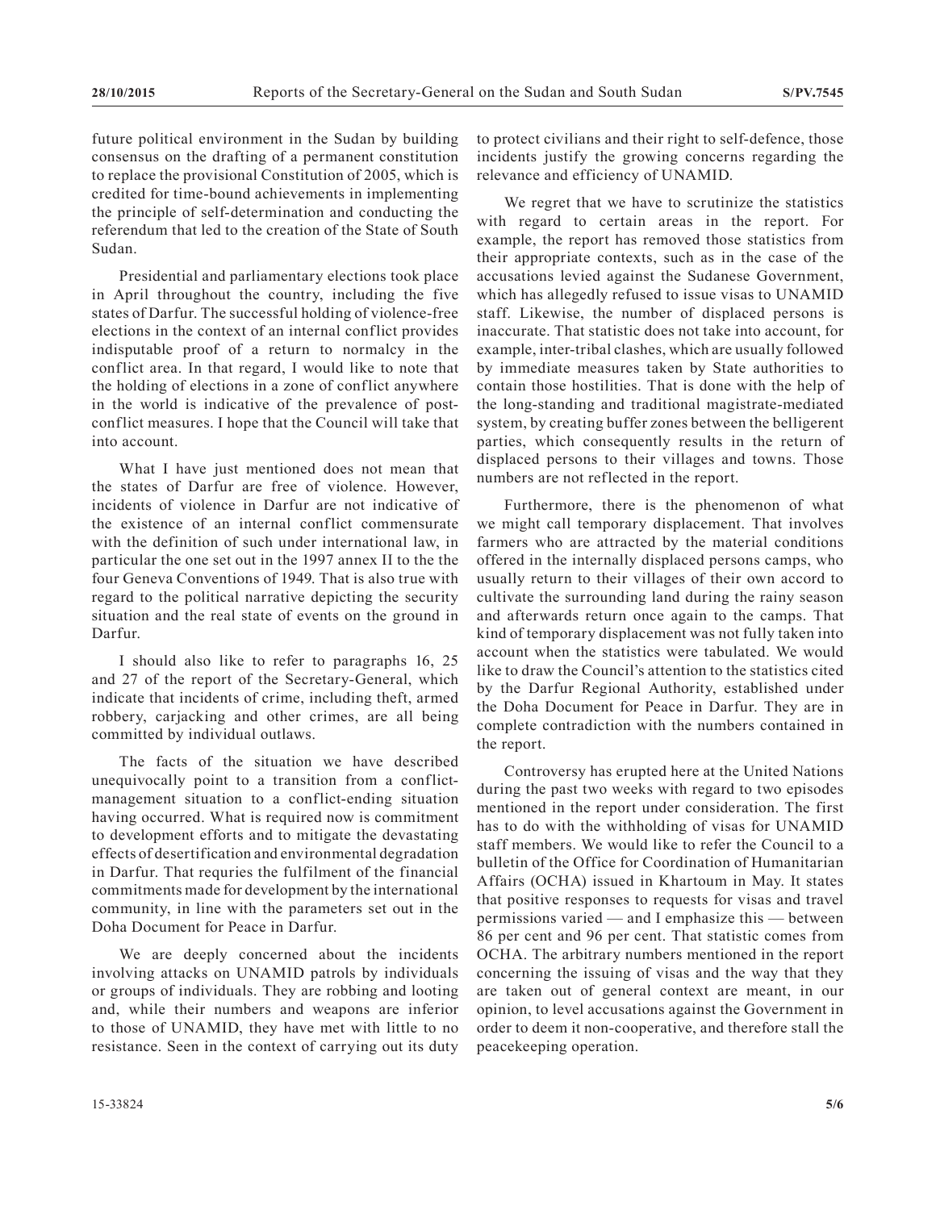future political environment in the Sudan by building consensus on the drafting of a permanent constitution to replace the provisional Constitution of 2005, which is credited for time-bound achievements in implementing the principle of self-determination and conducting the referendum that led to the creation of the State of South Sudan.

Presidential and parliamentary elections took place in April throughout the country, including the five states of Darfur. The successful holding of violence-free elections in the context of an internal conflict provides indisputable proof of a return to normalcy in the conflict area. In that regard, I would like to note that the holding of elections in a zone of conflict anywhere in the world is indicative of the prevalence of post-conflict measures. I hope that the Council will take that into account.

What I have just mentioned does not mean that the states of Darfur are free of violence. However, incidents of violence in Darfur are not indicative of the existence of an internal conflict commensurate with the definition of such under international law, in particular the one set out in the 1997 annex II to the the four Geneva Conventions of 1949. That is also true with regard to the political narrative depicting the security situation and the real state of events on the ground in Darfur.

I should also like to refer to paragraphs 16, 25 and 27 of the report of the Secretary-General, which indicate that incidents of crime, including theft, armed robbery, carjacking and other crimes, are all being committed by individual outlaws.

The facts of the situation we have described unequivocally point to a transition from a conflict-management situation to a conflict-ending situation having occurred. What is required now is commitment to development efforts and to mitigate the devastating effects of desertification and environmental degradation in Darfur. That requries the fulfilment of the financial commitments made for development by the international community, in line with the parameters set out in the Doha Document for Peace in Darfur.

We are deeply concerned about the incidents involving attacks on UNAMID patrols by individuals or groups of individuals. They are robbing and looting and, while their numbers and weapons are inferior to those of UNAMID, they have met with little to no resistance. Seen in the context of carrying out its duty to protect civilians and their right to self-defence, those incidents justify the growing concerns regarding the relevance and efficiency of UNAMID.

We regret that we have to scrutinize the statistics with regard to certain areas in the report. For example, the report has removed those statistics from their appropriate contexts, such as in the case of the accusations levied against the Sudanese Government, which has allegedly refused to issue visas to UNAMID staff. Likewise, the number of displaced persons is inaccurate. That statistic does not take into account, for example, inter-tribal clashes, which are usually followed by immediate measures taken by State authorities to contain those hostilities. That is done with the help of the long-standing and traditional magistrate-mediated system, by creating buffer zones between the belligerent parties, which consequently results in the return of displaced persons to their villages and towns. Those numbers are not reflected in the report.

Furthermore, there is the phenomenon of what we might call temporary displacement. That involves farmers who are attracted by the material conditions offered in the internally displaced persons camps, who usually return to their villages of their own accord to cultivate the surrounding land during the rainy season and afterwards return once again to the camps. That kind of temporary displacement was not fully taken into account when the statistics were tabulated. We would like to draw the Council's attention to the statistics cited by the Darfur Regional Authority, established under the Doha Document for Peace in Darfur. They are in complete contradiction with the numbers contained in the report.

Controversy has erupted here at the United Nations during the past two weeks with regard to two episodes mentioned in the report under consideration. The first has to do with the withholding of visas for UNAMID staff members. We would like to refer the Council to a bulletin of the Office for Coordination of Humanitarian Affairs (OCHA) issued in Khartoum in May. It states that positive responses to requests for visas and travel permissions varied — and I emphasize this — between 86 per cent and 96 per cent. That statistic comes from OCHA. The arbitrary numbers mentioned in the report concerning the issuing of visas and the way that they are taken out of general context are meant, in our opinion, to level accusations against the Government in order to deem it non-cooperative, and therefore stall the peacekeeping operation.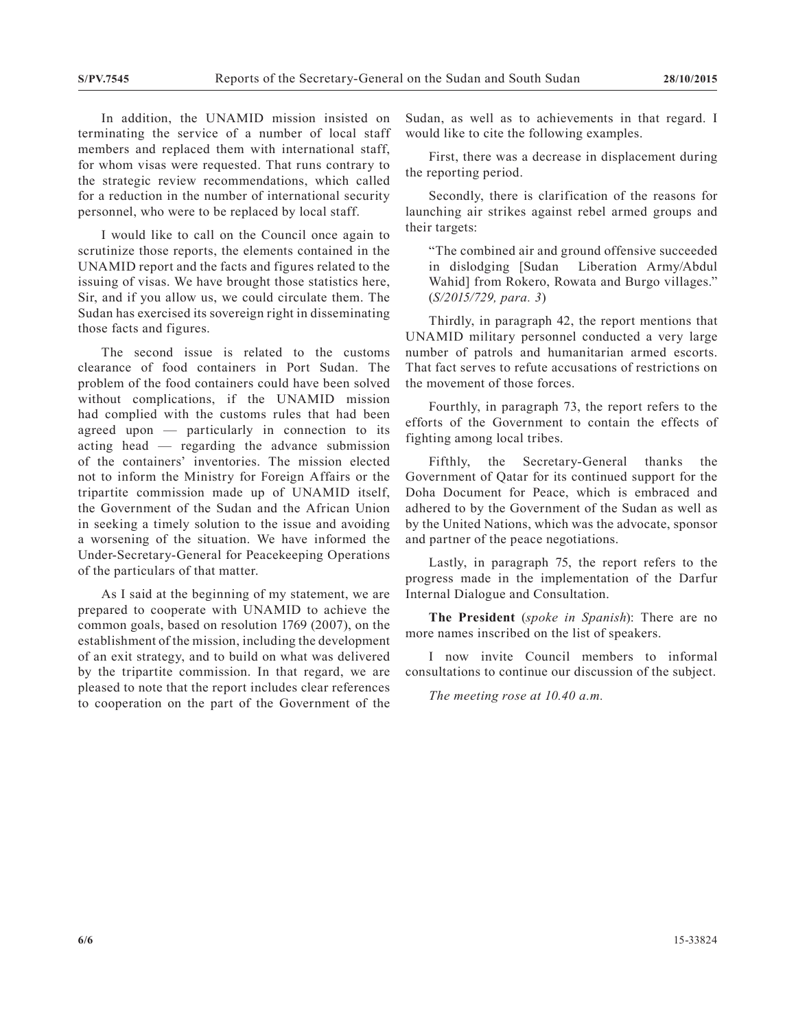In addition, the UNAMID mission insisted on terminating the service of a number of local staff members and replaced them with international staff, for whom visas were requested. That runs contrary to the strategic review recommendations, which called for a reduction in the number of international security personnel, who were to be replaced by local staff.

I would like to call on the Council once again to scrutinize those reports, the elements contained in the UNAMID report and the facts and figures related to the issuing of visas. We have brought those statistics here, Sir, and if you allow us, we could circulate them. The Sudan has exercised its sovereign right in disseminating those facts and figures.

The second issue is related to the customs clearance of food containers in Port Sudan. The problem of the food containers could have been solved without complications, if the UNAMID mission had complied with the customs rules that had been agreed upon — particularly in connection to its acting head — regarding the advance submission of the containers' inventories. The mission elected not to inform the Ministry for Foreign Affairs or the tripartite commission made up of UNAMID itself, the Government of the Sudan and the African Union in seeking a timely solution to the issue and avoiding a worsening of the situation. We have informed the Under-Secretary-General for Peacekeeping Operations of the particulars of that matter.

As I said at the beginning of my statement, we are prepared to cooperate with UNAMID to achieve the common goals, based on resolution 1769 (2007), on the establishment of the mission, including the development of an exit strategy, and to build on what was delivered by the tripartite commission. In that regard, we are pleased to note that the report includes clear references to cooperation on the part of the Government of the Sudan, as well as to achievements in that regard. I would like to cite the following examples.

First, there was a decrease in displacement during the reporting period.

Secondly, there is clarification of the reasons for launching air strikes against rebel armed groups and their targets:

> "The combined air and ground offensive succeeded in dislodging [Sudan Liberation Army/Abdul Wahid] from Rokero, Rowata and Burgo villages." (*S/2015/729, para. 3*)

Thirdly, in paragraph 42, the report mentions that UNAMID military personnel conducted a very large number of patrols and humanitarian armed escorts. That fact serves to refute accusations of restrictions on the movement of those forces.

Fourthly, in paragraph 73, the report refers to the efforts of the Government to contain the effects of fighting among local tribes.

Fifthly, the Secretary-General thanks the Government of Qatar for its continued support for the Doha Document for Peace, which is embraced and adhered to by the Government of the Sudan as well as by the United Nations, which was the advocate, sponsor and partner of the peace negotiations.

Lastly, in paragraph 75, the report refers to the progress made in the implementation of the Darfur Internal Dialogue and Consultation.

**The President** (*spoke in Spanish*): There are no more names inscribed on the list of speakers.

I now invite Council members to informal consultations to continue our discussion of the subject.

*The meeting rose at 10.40 a.m.*